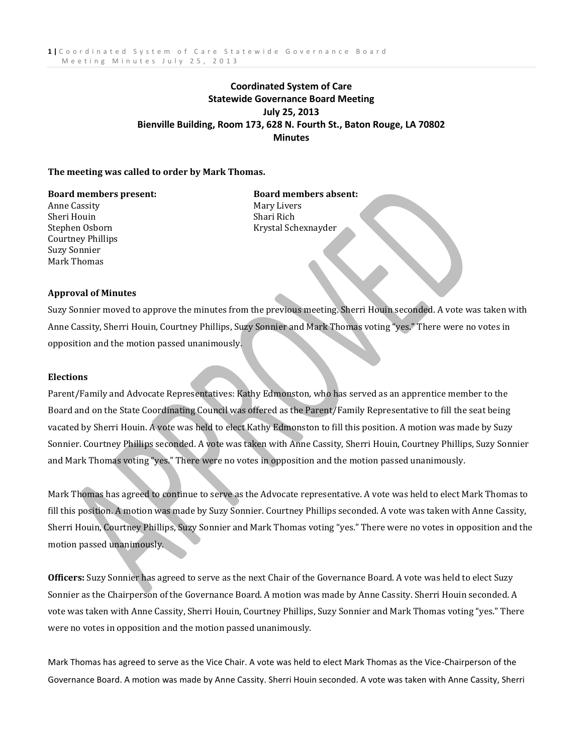# Coordinated System of Care
## Statewide Governance Board Meeting
## July 25, 2013
## Bienville Building, Room 173, 628 N. Fourth St., Baton Rouge, LA 70802
## Minutes

**The meeting was called to order by Mark Thomas.**

**Board members present:**
Anne Cassity
Sheri Houin
Stephen Osborn
Courtney Phillips
Suzy Sonnier
Mark Thomas

**Board members absent:**
Mary Livers
Shari Rich
Krystal Schexnayder

### Approval of Minutes

Suzy Sonnier moved to approve the minutes from the previous meeting. Sherri Houin seconded. A vote was taken with Anne Cassity, Sherri Houin, Courtney Phillips, Suzy Sonnier and Mark Thomas voting "yes." There were no votes in opposition and the motion passed unanimously.

### Elections

Parent/Family and Advocate Representatives: Kathy Edmonston, who has served as an apprentice member to the Board and on the State Coordinating Council was offered as the Parent/Family Representative to fill the seat being vacated by Sherri Houin. A vote was held to elect Kathy Edmonston to fill this position. A motion was made by Suzy Sonnier. Courtney Phillips seconded. A vote was taken with Anne Cassity, Sherri Houin, Courtney Phillips, Suzy Sonnier and Mark Thomas voting "yes." There were no votes in opposition and the motion passed unanimously.

Mark Thomas has agreed to continue to serve as the Advocate representative. A vote was held to elect Mark Thomas to fill this position. A motion was made by Suzy Sonnier. Courtney Phillips seconded. A vote was taken with Anne Cassity, Sherri Houin, Courtney Phillips, Suzy Sonnier and Mark Thomas voting "yes." There were no votes in opposition and the motion passed unanimously.

**Officers:** Suzy Sonnier has agreed to serve as the next Chair of the Governance Board. A vote was held to elect Suzy Sonnier as the Chairperson of the Governance Board. A motion was made by Anne Cassity. Sherri Houin seconded. A vote was taken with Anne Cassity, Sherri Houin, Courtney Phillips, Suzy Sonnier and Mark Thomas voting "yes." There were no votes in opposition and the motion passed unanimously.

Mark Thomas has agreed to serve as the Vice Chair. A vote was held to elect Mark Thomas as the Vice-Chairperson of the Governance Board. A motion was made by Anne Cassity. Sherri Houin seconded. A vote was taken with Anne Cassity, Sherri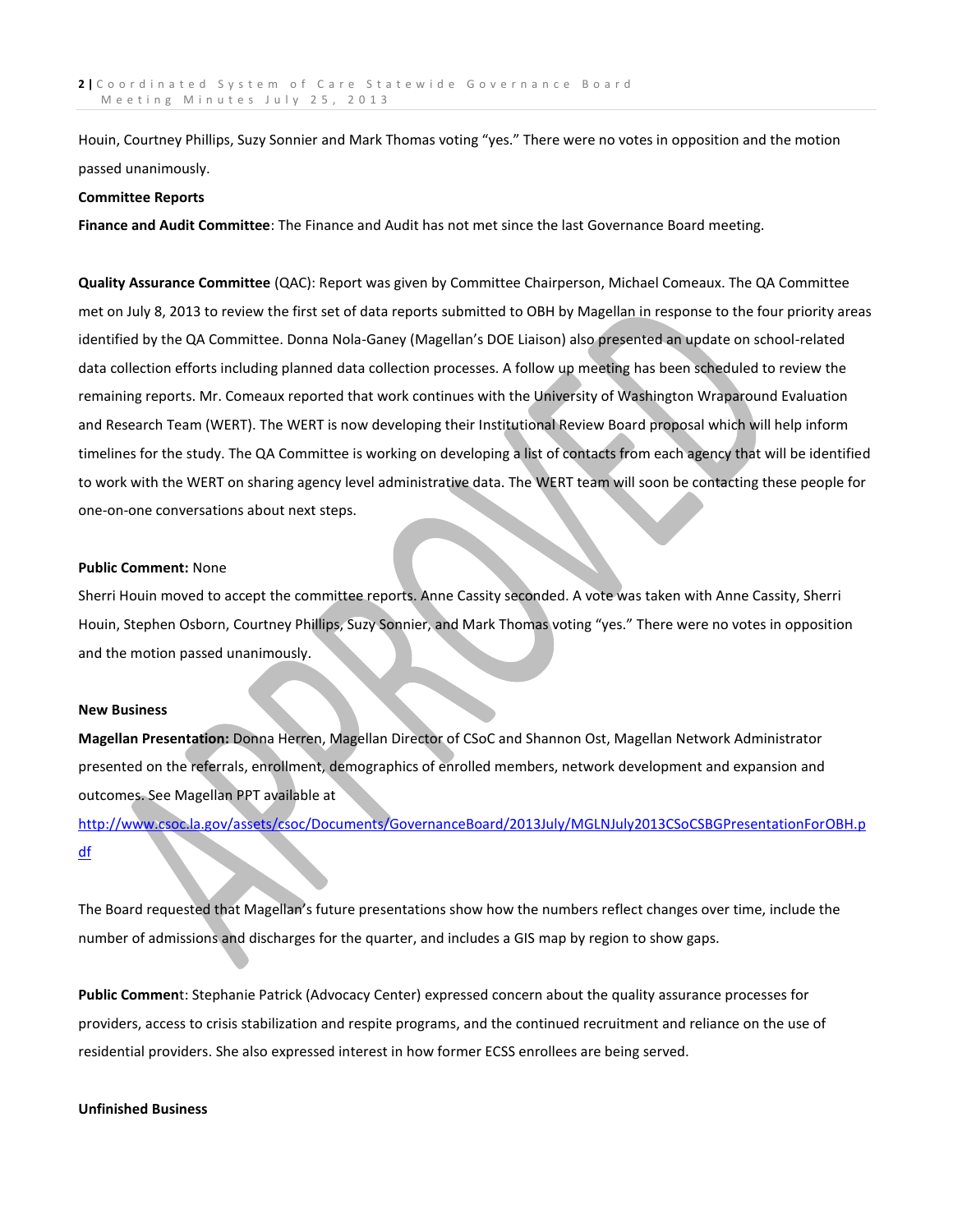Houin, Courtney Phillips, Suzy Sonnier and Mark Thomas voting "yes." There were no votes in opposition and the motion passed unanimously.

**Committee Reports**

**Finance and Audit Committee**: The Finance and Audit has not met since the last Governance Board meeting.

**Quality Assurance Committee** (QAC): Report was given by Committee Chairperson, Michael Comeaux. The QA Committee met on July 8, 2013 to review the first set of data reports submitted to OBH by Magellan in response to the four priority areas identified by the QA Committee. Donna Nola-Ganey (Magellan's DOE Liaison) also presented an update on school-related data collection efforts including planned data collection processes. A follow up meeting has been scheduled to review the remaining reports. Mr. Comeaux reported that work continues with the University of Washington Wraparound Evaluation and Research Team (WERT). The WERT is now developing their Institutional Review Board proposal which will help inform timelines for the study. The QA Committee is working on developing a list of contacts from each agency that will be identified to work with the WERT on sharing agency level administrative data. The WERT team will soon be contacting these people for one-on-one conversations about next steps.

**Public Comment:** None

Sherri Houin moved to accept the committee reports. Anne Cassity seconded. A vote was taken with Anne Cassity, Sherri Houin, Stephen Osborn, Courtney Phillips, Suzy Sonnier, and Mark Thomas voting "yes." There were no votes in opposition and the motion passed unanimously.

**New Business**

**Magellan Presentation:** Donna Herren, Magellan Director of CSoC and Shannon Ost, Magellan Network Administrator presented on the referrals, enrollment, demographics of enrolled members, network development and expansion and outcomes. See Magellan PPT available at [http://www.csoc.la.gov/assets/csoc/Documents/GovernanceBoard/2013July/MGLNJuly2013CSoCSBGPresentationForOBH.pdf](http://www.csoc.la.gov/assets/csoc/Documents/GovernanceBoard/2013July/MGLNJuly2013CSoCSBGPresentationForOBH.pdf)

The Board requested that Magellan's future presentations show how the numbers reflect changes over time, include the number of admissions and discharges for the quarter, and includes a GIS map by region to show gaps.

**Public Comment**: Stephanie Patrick (Advocacy Center) expressed concern about the quality assurance processes for providers, access to crisis stabilization and respite programs, and the continued recruitment and reliance on the use of residential providers. She also expressed interest in how former ECSS enrollees are being served.

**Unfinished Business**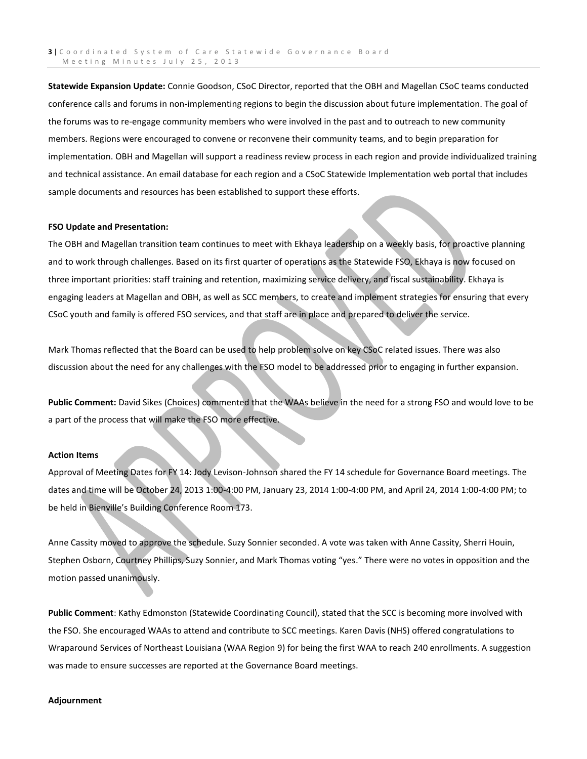**Statewide Expansion Update:** Connie Goodson, CSoC Director, reported that the OBH and Magellan CSoC teams conducted conference calls and forums in non-implementing regions to begin the discussion about future implementation. The goal of the forums was to re-engage community members who were involved in the past and to outreach to new community members. Regions were encouraged to convene or reconvene their community teams, and to begin preparation for implementation. OBH and Magellan will support a readiness review process in each region and provide individualized training and technical assistance. An email database for each region and a CSoC Statewide Implementation web portal that includes sample documents and resources has been established to support these efforts.

**FSO Update and Presentation:**

The OBH and Magellan transition team continues to meet with Ekhaya leadership on a weekly basis, for proactive planning and to work through challenges. Based on its first quarter of operations as the Statewide FSO, Ekhaya is now focused on three important priorities: staff training and retention, maximizing service delivery, and fiscal sustainability. Ekhaya is engaging leaders at Magellan and OBH, as well as SCC members, to create and implement strategies for ensuring that every CSoC youth and family is offered FSO services, and that staff are in place and prepared to deliver the service.

Mark Thomas reflected that the Board can be used to help problem solve on key CSoC related issues. There was also discussion about the need for any challenges with the FSO model to be addressed prior to engaging in further expansion.

**Public Comment:** David Sikes (Choices) commented that the WAAs believe in the need for a strong FSO and would love to be a part of the process that will make the FSO more effective.

**Action Items**

Approval of Meeting Dates for FY 14: Jody Levison-Johnson shared the FY 14 schedule for Governance Board meetings. The dates and time will be October 24, 2013 1:00-4:00 PM, January 23, 2014 1:00-4:00 PM, and April 24, 2014 1:00-4:00 PM; to be held in Bienville's Building Conference Room 173.

Anne Cassity moved to approve the schedule. Suzy Sonnier seconded. A vote was taken with Anne Cassity, Sherri Houin, Stephen Osborn, Courtney Phillips, Suzy Sonnier, and Mark Thomas voting "yes." There were no votes in opposition and the motion passed unanimously.

**Public Comment**: Kathy Edmonston (Statewide Coordinating Council), stated that the SCC is becoming more involved with the FSO. She encouraged WAAs to attend and contribute to SCC meetings. Karen Davis (NHS) offered congratulations to Wraparound Services of Northeast Louisiana (WAA Region 9) for being the first WAA to reach 240 enrollments. A suggestion was made to ensure successes are reported at the Governance Board meetings.

**Adjournment**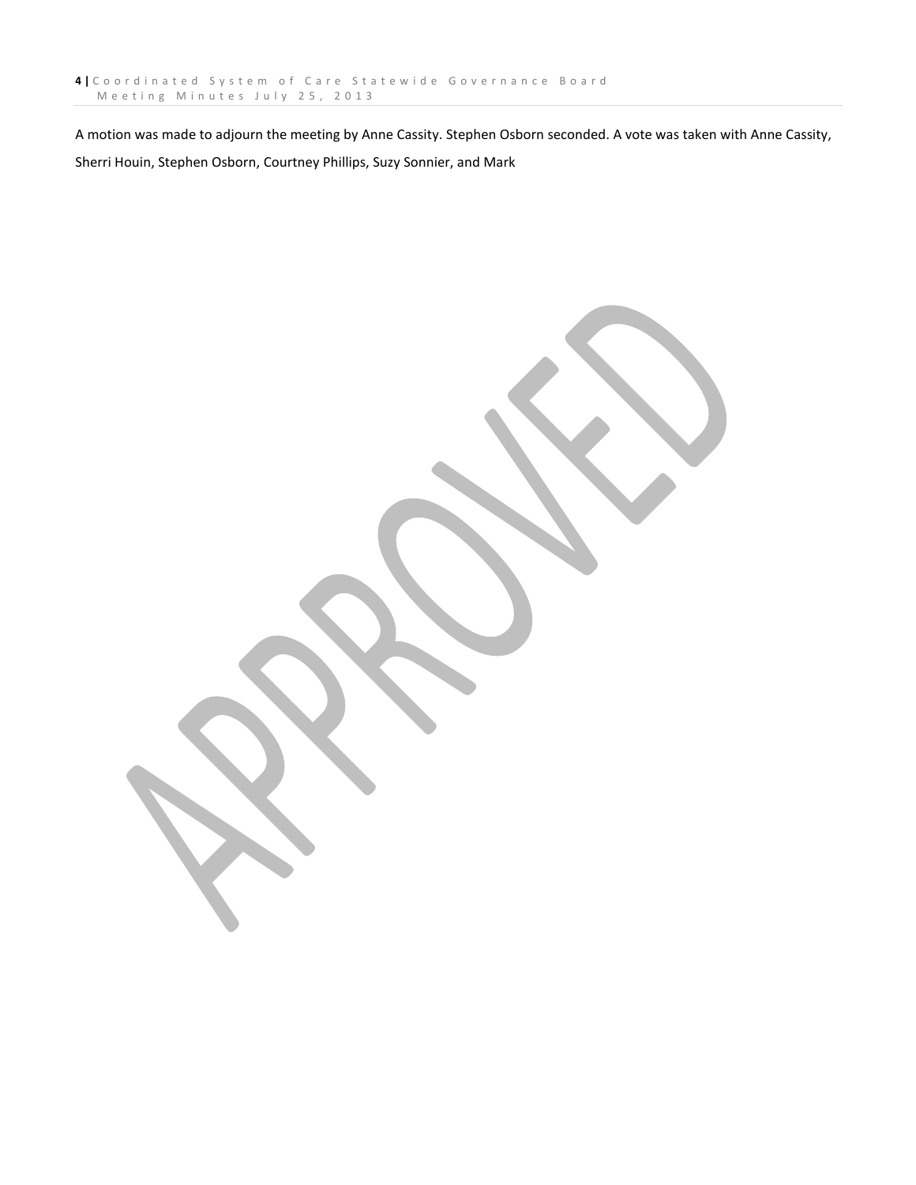A motion was made to adjourn the meeting by Anne Cassity. Stephen Osborn seconded. A vote was taken with Anne Cassity, Sherri Houin, Stephen Osborn, Courtney Phillips, Suzy Sonnier, and Mark

APPROVED